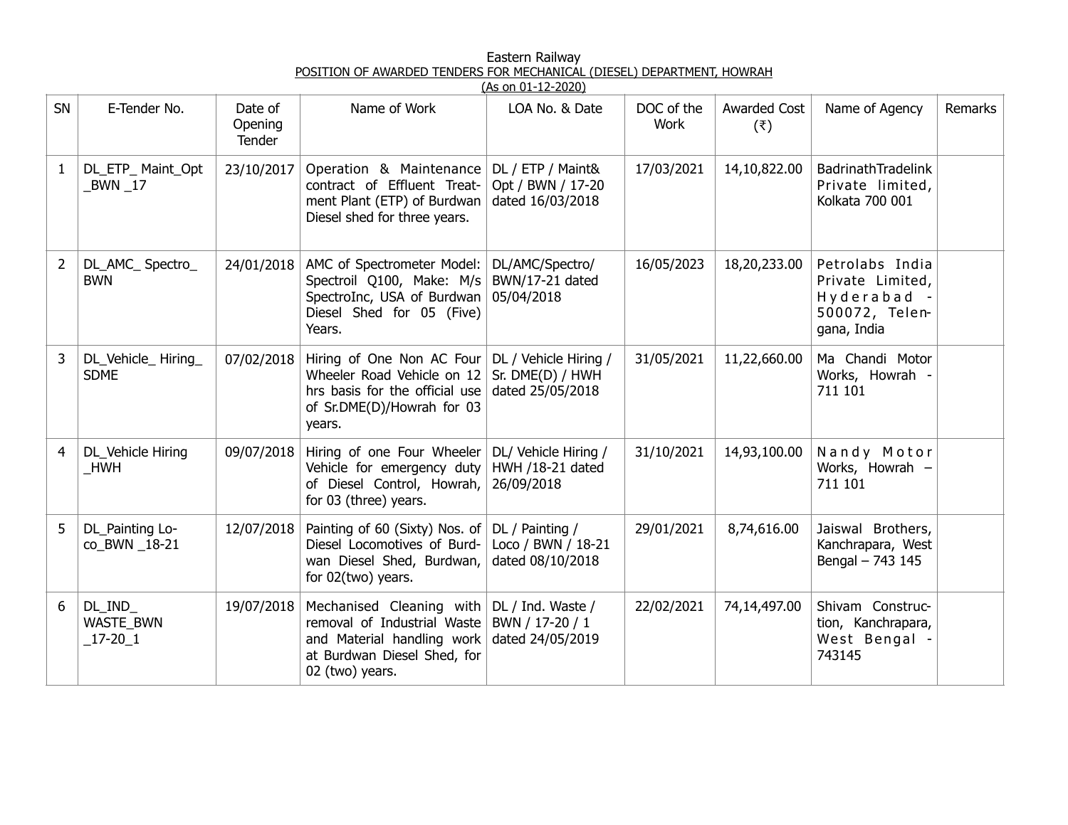Eastern Railway

POSITION OF AWARDED TENDERS FOR MECHANICAL (DIESEL) DEPARTMENT, HOWRAH

(As on 01-12-2020)

| SN | E-Tender No. | Date of Opening Tender | Name of Work | LOA No. & Date | DOC of the Work | Awarded Cost (₹) | Name of Agency | Remarks |
|---|---|---|---|---|---|---|---|---|
| 1 | DL_ETP_ Maint_Opt _BWN _17 | 23/10/2017 | Operation & Maintenance contract of Effluent Treatment Plant (ETP) of Burdwan Diesel shed for three years. | DL / ETP / Maint& Opt / BWN / 17-20 dated 16/03/2018 | 17/03/2021 | 14,10,822.00 | BadrinathTradelink Private limited, Kolkata 700 001 | |
| 2 | DL_AMC_ Spectro_ BWN | 24/01/2018 | AMC of Spectrometer Model: Spectroil Q100, Make: M/s SpectroInc, USA of Burdwan Diesel Shed for 05 (Five) Years. | DL/AMC/Spectro/ BWN/17-21 dated 05/04/2018 | 16/05/2023 | 18,20,233.00 | Petrolabs India Private Limited, Hyderabad - 500072, Telengana, India | |
| 3 | DL_Vehicle_ Hiring_ SDME | 07/02/2018 | Hiring of One Non AC Four Wheeler Road Vehicle on 12 hrs basis for the official use of Sr.DME(D)/Howrah for 03 years. | DL / Vehicle Hiring / Sr. DME(D) / HWH dated 25/05/2018 | 31/05/2021 | 11,22,660.00 | Ma Chandi Motor Works, Howrah - 711 101 | |
| 4 | DL_Vehicle Hiring _HWH | 09/07/2018 | Hiring of one Four Wheeler Vehicle for emergency duty of Diesel Control, Howrah, for 03 (three) years. | DL/ Vehicle Hiring / HWH /18-21 dated 26/09/2018 | 31/10/2021 | 14,93,100.00 | Nandy Motor Works, Howrah – 711 101 | |
| 5 | DL_Painting Loco_BWN _18-21 | 12/07/2018 | Painting of 60 (Sixty) Nos. of Diesel Locomotives of Burdwan Diesel Shed, Burdwan, for 02(two) years. | DL / Painting / Loco / BWN / 18-21 dated 08/10/2018 | 29/01/2021 | 8,74,616.00 | Jaiswal Brothers, Kanchrapara, West Bengal – 743 145 | |
| 6 | DL_IND_ WASTE_BWN _17-20_1 | 19/07/2018 | Mechanised Cleaning with removal of Industrial Waste and Material handling work at Burdwan Diesel Shed, for 02 (two) years. | DL / Ind. Waste / BWN / 17-20 / 1 dated 24/05/2019 | 22/02/2021 | 74,14,497.00 | Shivam Construction, Kanchrapara, West Bengal - 743145 | |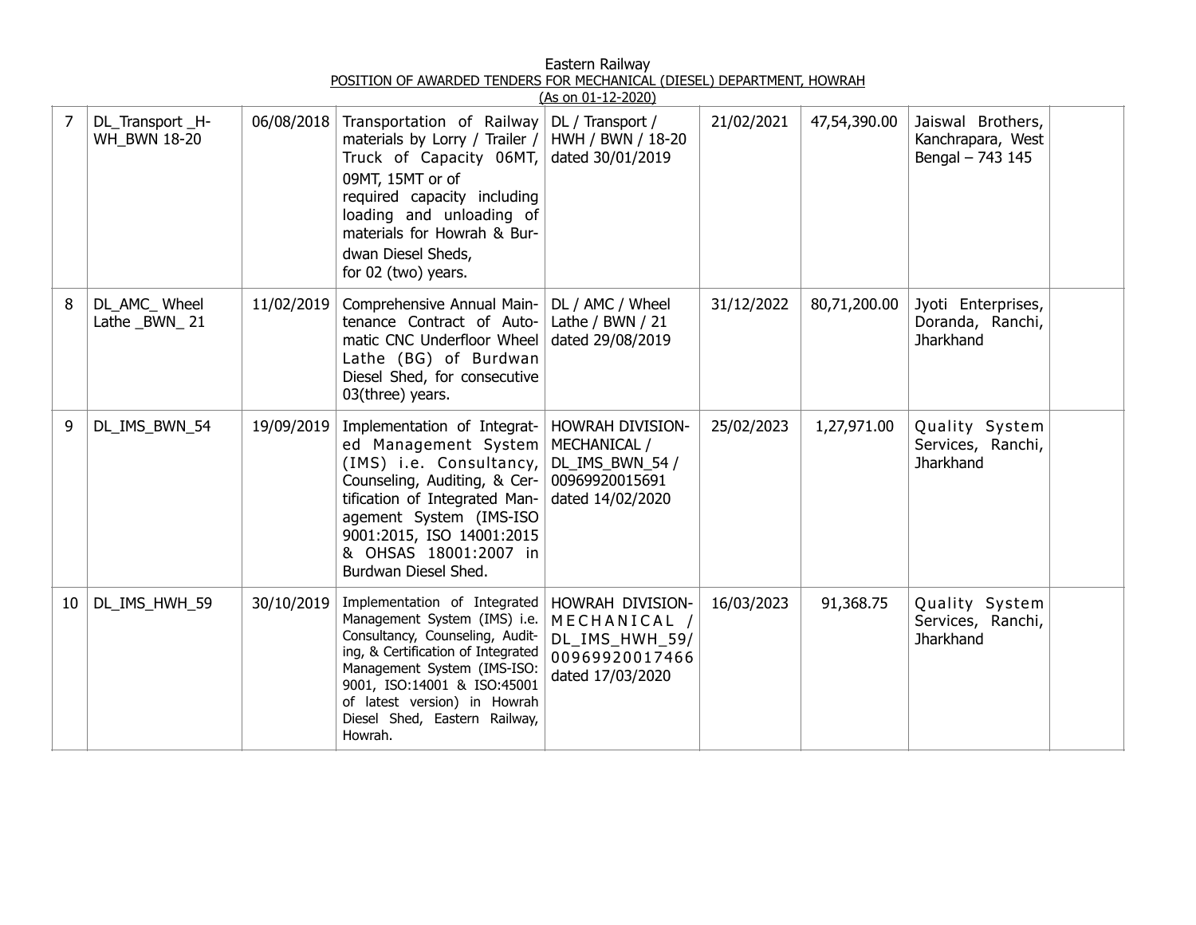Eastern Railway

POSITION OF AWARDED TENDERS FOR MECHANICAL (DIESEL) DEPARTMENT, HOWRAH

(As on 01-12-2020)

| | | | | | | | | |
|---|---|---|---|---|---|---|---|---|
| 7 | DL_Transport _H-WH_BWN 18-20 | 06/08/2018 | Transportation of Railway materials by Lorry / Trailer / Truck of Capacity 06MT, 09MT, 15MT or of required capacity including loading and unloading of materials for Howrah & Burdwan Diesel Sheds, for 02 (two) years. | DL / Transport / HWH / BWN / 18-20 dated 30/01/2019 | 21/02/2021 | 47,54,390.00 | Jaiswal Brothers, Kanchrapara, West Bengal – 743 145 | |
| 8 | DL_AMC_ Wheel Lathe _BWN_ 21 | 11/02/2019 | Comprehensive Annual Maintenance Contract of Automatic CNC Underfloor Wheel Lathe (BG) of Burdwan Diesel Shed, for consecutive 03(three) years. | DL / AMC / Wheel Lathe / BWN / 21 dated 29/08/2019 | 31/12/2022 | 80,71,200.00 | Jyoti Enterprises, Doranda, Ranchi, Jharkhand | |
| 9 | DL_IMS_BWN_54 | 19/09/2019 | Implementation of Integrated Management System (IMS) i.e. Consultancy, Counseling, Auditing, & Certification of Integrated Management System (IMS-ISO 9001:2015, ISO 14001:2015 & OHSAS 18001:2007 in Burdwan Diesel Shed. | HOWRAH DIVISION-MECHANICAL / DL_IMS_BWN_54 / 00969920015691 dated 14/02/2020 | 25/02/2023 | 1,27,971.00 | Quality System Services, Ranchi, Jharkhand | |
| 10 | DL_IMS_HWH_59 | 30/10/2019 | Implementation of Integrated Management System (IMS) i.e. Consultancy, Counseling, Auditing, & Certification of Integrated Management System (IMS-ISO: 9001, ISO:14001 & ISO:45001 of latest version) in Howrah Diesel Shed, Eastern Railway, Howrah. | HOWRAH DIVISION-MECHANICAL / DL_IMS_HWH_59/ 00969920017466 dated 17/03/2020 | 16/03/2023 | 91,368.75 | Quality System Services, Ranchi, Jharkhand | |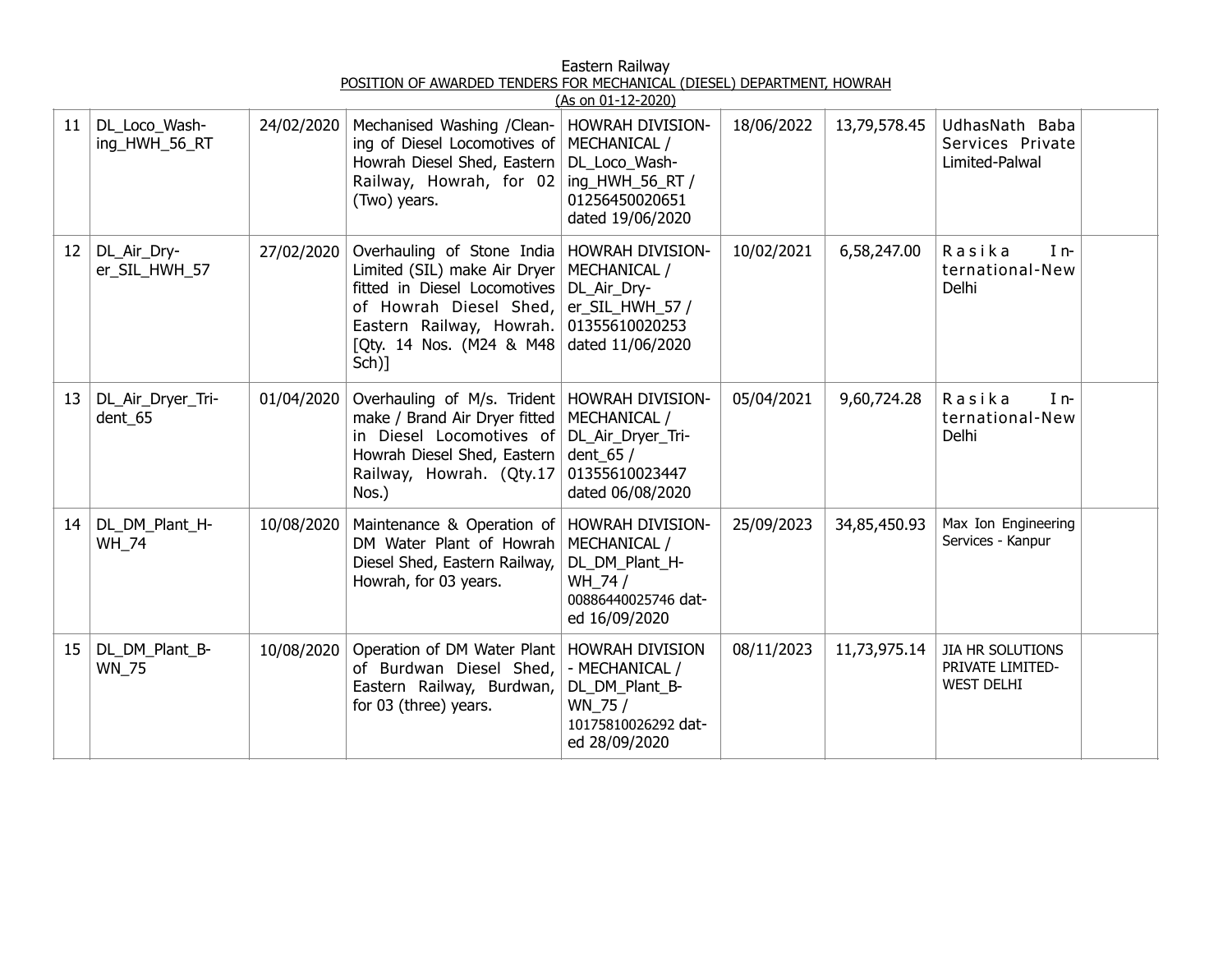Eastern Railway

POSITION OF AWARDED TENDERS FOR MECHANICAL (DIESEL) DEPARTMENT, HOWRAH

(As on 01-12-2020)

| | | | | | | | | |
|---|---|---|---|---|---|---|---|---|
| 11 | DL_Loco_Washing_HWH_56_RT | 24/02/2020 | Mechanised Washing /Cleaning of Diesel Locomotives of Howrah Diesel Shed, Eastern Railway, Howrah, for 02 (Two) years. | HOWRAH DIVISION-MECHANICAL / DL_Loco_Washing_HWH_56_RT / 01256450020651 dated 19/06/2020 | 18/06/2022 | 13,79,578.45 | UdhasNath Baba Services Private Limited-Palwal | |
| 12 | DL_Air_Dryer_SIL_HWH_57 | 27/02/2020 | Overhauling of Stone India Limited (SIL) make Air Dryer fitted in Diesel Locomotives of Howrah Diesel Shed, Eastern Railway, Howrah. [Qty. 14 Nos. (M24 & M48 Sch)] | HOWRAH DIVISION-MECHANICAL / DL_Air_Dryer_SIL_HWH_57 / 01355610020253 dated 11/06/2020 | 10/02/2021 | 6,58,247.00 | Rasika International-New Delhi | |
| 13 | DL_Air_Dryer_Trident_65 | 01/04/2020 | Overhauling of M/s. Trident make / Brand Air Dryer fitted in Diesel Locomotives of Howrah Diesel Shed, Eastern Railway, Howrah. (Qty.17 Nos.) | HOWRAH DIVISION-MECHANICAL / DL_Air_Dryer_Trident_65 / 01355610023447 dated 06/08/2020 | 05/04/2021 | 9,60,724.28 | Rasika International-New Delhi | |
| 14 | DL_DM_Plant_HWH_74 | 10/08/2020 | Maintenance & Operation of DM Water Plant of Howrah Diesel Shed, Eastern Railway, Howrah, for 03 years. | HOWRAH DIVISION-MECHANICAL / DL_DM_Plant_HWH_74 / 00886440025746 dated 16/09/2020 | 25/09/2023 | 34,85,450.93 | Max Ion Engineering Services - Kanpur | |
| 15 | DL_DM_Plant_BWN_75 | 10/08/2020 | Operation of DM Water Plant of Burdwan Diesel Shed, Eastern Railway, Burdwan, for 03 (three) years. | HOWRAH DIVISION - MECHANICAL / DL_DM_Plant_BWN_75 / 10175810026292 dated 28/09/2020 | 08/11/2023 | 11,73,975.14 | JIA HR SOLUTIONS PRIVATE LIMITED-WEST DELHI | |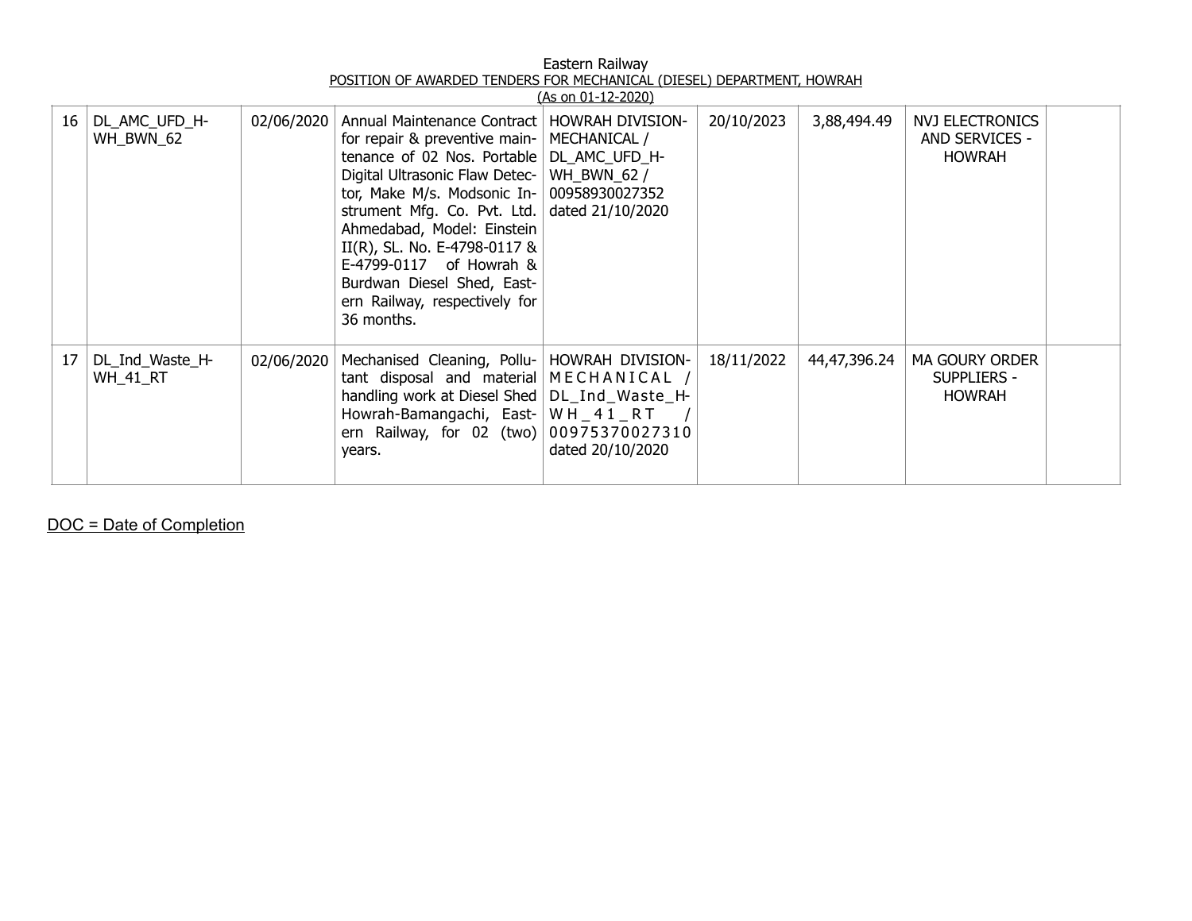Eastern Railway

POSITION OF AWARDED TENDERS FOR MECHANICAL (DIESEL) DEPARTMENT, HOWRAH

(As on 01-12-2020)

| | | | | | | | | |
|---|---|---|---|---|---|---|---|---|
| 16 | DL_AMC_UFD_H-WH_BWN_62 | 02/06/2020 | Annual Maintenance Contract for repair & preventive maintenance of 02 Nos. Portable Digital Ultrasonic Flaw Detector, Make M/s. Modsonic Instrument Mfg. Co. Pvt. Ltd. Ahmedabad, Model: Einstein II(R), SL. No. E-4798-0117 & E-4799-0117 of Howrah & Burdwan Diesel Shed, Eastern Railway, respectively for 36 months. | HOWRAH DIVISION-MECHANICAL / DL_AMC_UFD_H-WH_BWN_62 / 00958930027352 dated 21/10/2020 | 20/10/2023 | 3,88,494.49 | NVJ ELECTRONICS AND SERVICES - HOWRAH | |
| 17 | DL_Ind_Waste_H-WH_41_RT | 02/06/2020 | Mechanised Cleaning, Pollutant disposal and material handling work at Diesel Shed Howrah-Bamangachi, Eastern Railway, for 02 (two) years. | HOWRAH DIVISION-MECHANICAL / DL_Ind_Waste_H-WH_41_RT / 00975370027310 dated 20/10/2020 | 18/11/2022 | 44,47,396.24 | MA GOURY ORDER SUPPLIERS - HOWRAH | |

DOC = Date of Completion